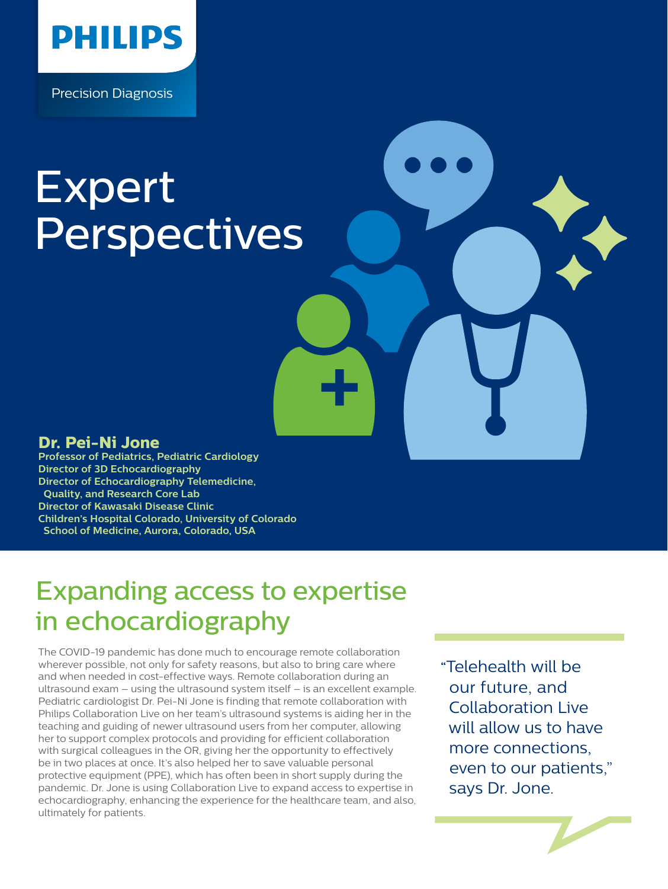PHILIPS

Precision Diagnosis

# Expert Perspectives

**Dr. Pei-Ni Jone**
**Professor of Pediatrics, Pediatric Cardiology**
**Director of 3D Echocardiography**
**Director of Echocardiography Telemedicine, Quality, and Research Core Lab**
**Director of Kawasaki Disease Clinic**
**Children's Hospital Colorado, University of Colorado School of Medicine, Aurora, Colorado, USA**

## Expanding access to expertise in echocardiography

The COVID-19 pandemic has done much to encourage remote collaboration wherever possible, not only for safety reasons, but also to bring care where and when needed in cost-effective ways. Remote collaboration during an ultrasound exam – using the ultrasound system itself – is an excellent example. Pediatric cardiologist Dr. Pei-Ni Jone is finding that remote collaboration with Philips Collaboration Live on her team's ultrasound systems is aiding her in the teaching and guiding of newer ultrasound users from her computer, allowing her to support complex protocols and providing for efficient collaboration with surgical colleagues in the OR, giving her the opportunity to effectively be in two places at once. It's also helped her to save valuable personal protective equipment (PPE), which has often been in short supply during the pandemic. Dr. Jone is using Collaboration Live to expand access to expertise in echocardiography, enhancing the experience for the healthcare team, and also, ultimately for patients.

> "Telehealth will be our future, and Collaboration Live will allow us to have more connections, even to our patients," says Dr. Jone.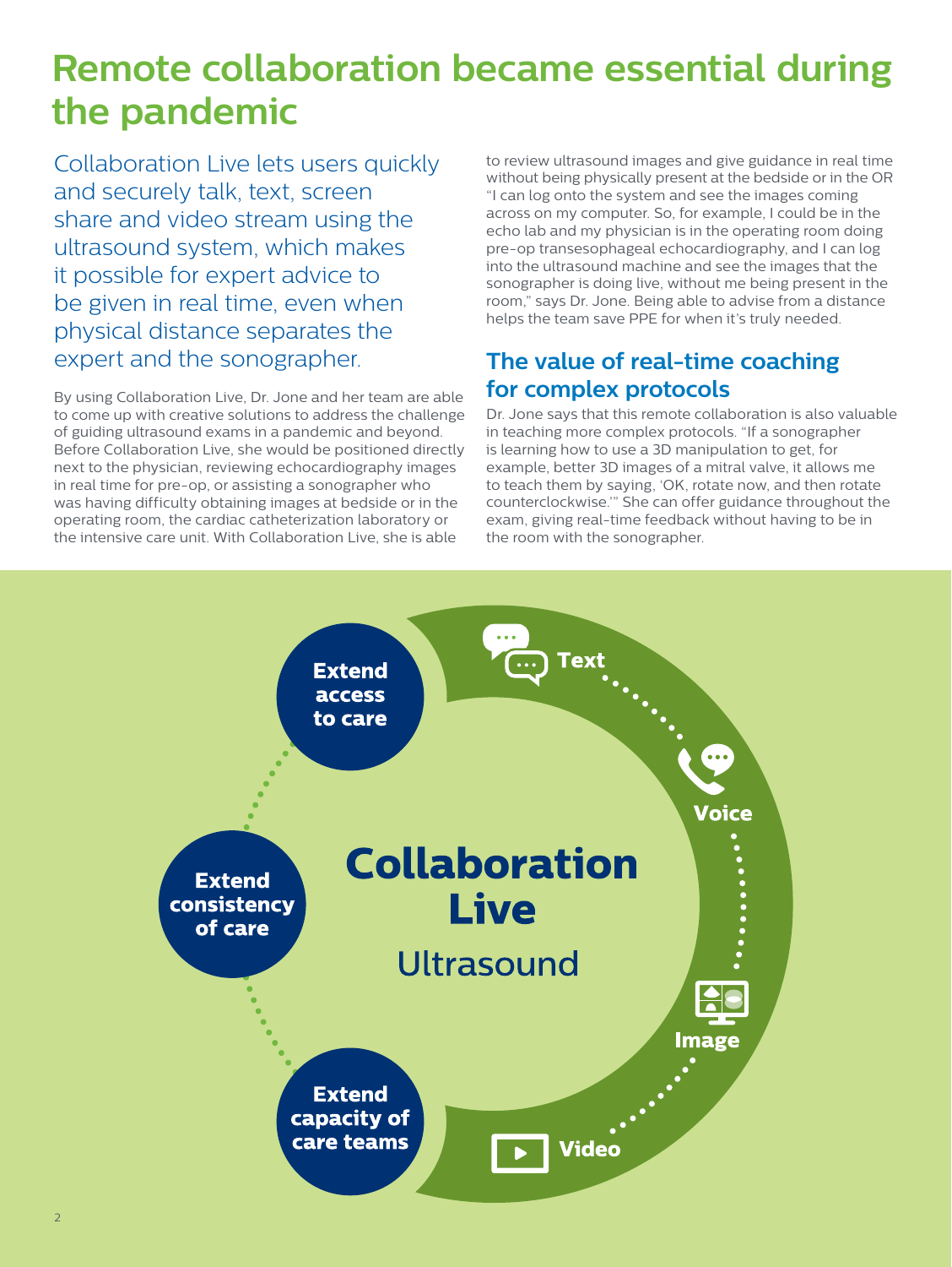# Remote collaboration became essential during the pandemic

Collaboration Live lets users quickly and securely talk, text, screen share and video stream using the ultrasound system, which makes it possible for expert advice to be given in real time, even when physical distance separates the expert and the sonographer.

By using Collaboration Live, Dr. Jone and her team are able to come up with creative solutions to address the challenge of guiding ultrasound exams in a pandemic and beyond. Before Collaboration Live, she would be positioned directly next to the physician, reviewing echocardiography images in real time for pre-op, or assisting a sonographer who was having difficulty obtaining images at bedside or in the operating room, the cardiac catheterization laboratory or the intensive care unit. With Collaboration Live, she is able to review ultrasound images and give guidance in real time without being physically present at the bedside or in the OR "I can log onto the system and see the images coming across on my computer. So, for example, I could be in the echo lab and my physician is in the operating room doing pre-op transesophageal echocardiography, and I can log into the ultrasound machine and see the images that the sonographer is doing live, without me being present in the room," says Dr. Jone. Being able to advise from a distance helps the team save PPE for when it's truly needed.

## The value of real-time coaching for complex protocols

Dr. Jone says that this remote collaboration is also valuable in teaching more complex protocols. "If a sonographer is learning how to use a 3D manipulation to get, for example, better 3D images of a mitral valve, it allows me to teach them by saying, 'OK, rotate now, and then rotate counterclockwise.'" She can offer guidance throughout the exam, giving real-time feedback without having to be in the room with the sonographer.

**Collaboration Live**
Ultrasound

- Text
- Voice
- Image
- Video

- Extend access to care
- Extend consistency of care
- Extend capacity of care teams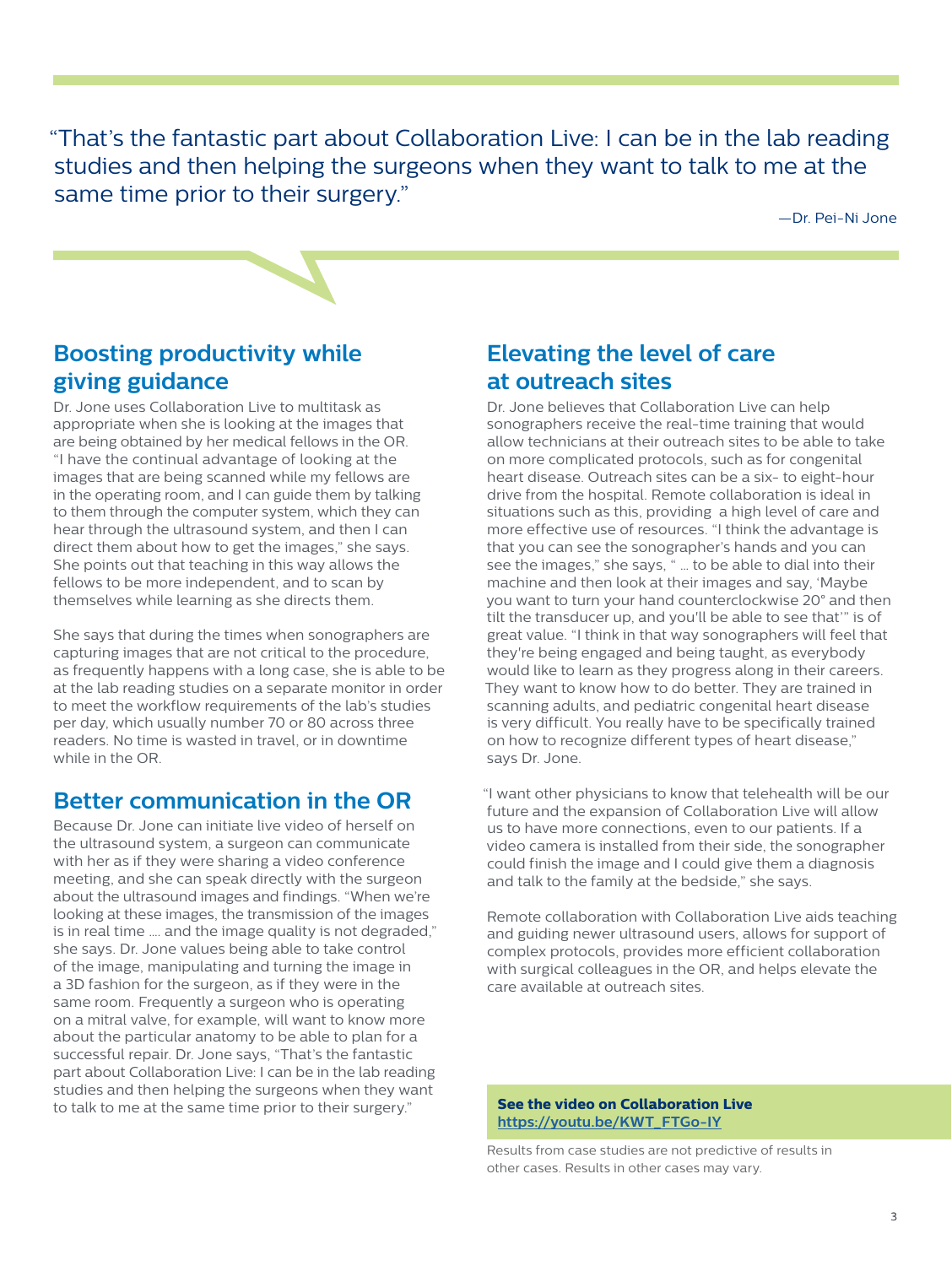> "That's the fantastic part about Collaboration Live: I can be in the lab reading studies and then helping the surgeons when they want to talk to me at the same time prior to their surgery."
>
> —Dr. Pei-Ni Jone

## Boosting productivity while giving guidance

Dr. Jone uses Collaboration Live to multitask as appropriate when she is looking at the images that are being obtained by her medical fellows in the OR. "I have the continual advantage of looking at the images that are being scanned while my fellows are in the operating room, and I can guide them by talking to them through the computer system, which they can hear through the ultrasound system, and then I can direct them about how to get the images," she says. She points out that teaching in this way allows the fellows to be more independent, and to scan by themselves while learning as she directs them.

She says that during the times when sonographers are capturing images that are not critical to the procedure, as frequently happens with a long case, she is able to be at the lab reading studies on a separate monitor in order to meet the workflow requirements of the lab's studies per day, which usually number 70 or 80 across three readers. No time is wasted in travel, or in downtime while in the OR.

## Better communication in the OR

Because Dr. Jone can initiate live video of herself on the ultrasound system, a surgeon can communicate with her as if they were sharing a video conference meeting, and she can speak directly with the surgeon about the ultrasound images and findings. "When we're looking at these images, the transmission of the images is in real time .... and the image quality is not degraded," she says. Dr. Jone values being able to take control of the image, manipulating and turning the image in a 3D fashion for the surgeon, as if they were in the same room. Frequently a surgeon who is operating on a mitral valve, for example, will want to know more about the particular anatomy to be able to plan for a successful repair. Dr. Jone says, "That's the fantastic part about Collaboration Live: I can be in the lab reading studies and then helping the surgeons when they want to talk to me at the same time prior to their surgery."

## Elevating the level of care at outreach sites

Dr. Jone believes that Collaboration Live can help sonographers receive the real-time training that would allow technicians at their outreach sites to be able to take on more complicated protocols, such as for congenital heart disease. Outreach sites can be a six- to eight-hour drive from the hospital. Remote collaboration is ideal in situations such as this, providing a high level of care and more effective use of resources. "I think the advantage is that you can see the sonographer's hands and you can see the images," she says, " ... to be able to dial into their machine and then look at their images and say, 'Maybe you want to turn your hand counterclockwise 20° and then tilt the transducer up, and you'll be able to see that'" is of great value. "I think in that way sonographers will feel that they're being engaged and being taught, as everybody would like to learn as they progress along in their careers. They want to know how to do better. They are trained in scanning adults, and pediatric congenital heart disease is very difficult. You really have to be specifically trained on how to recognize different types of heart disease," says Dr. Jone.

"I want other physicians to know that telehealth will be our future and the expansion of Collaboration Live will allow us to have more connections, even to our patients. If a video camera is installed from their side, the sonographer could finish the image and I could give them a diagnosis and talk to the family at the bedside," she says.

Remote collaboration with Collaboration Live aids teaching and guiding newer ultrasound users, allows for support of complex protocols, provides more efficient collaboration with surgical colleagues in the OR, and helps elevate the care available at outreach sites.

**See the video on Collaboration Live**
**https://youtu.be/KWT_FTGo-IY**

Results from case studies are not predictive of results in other cases. Results in other cases may vary.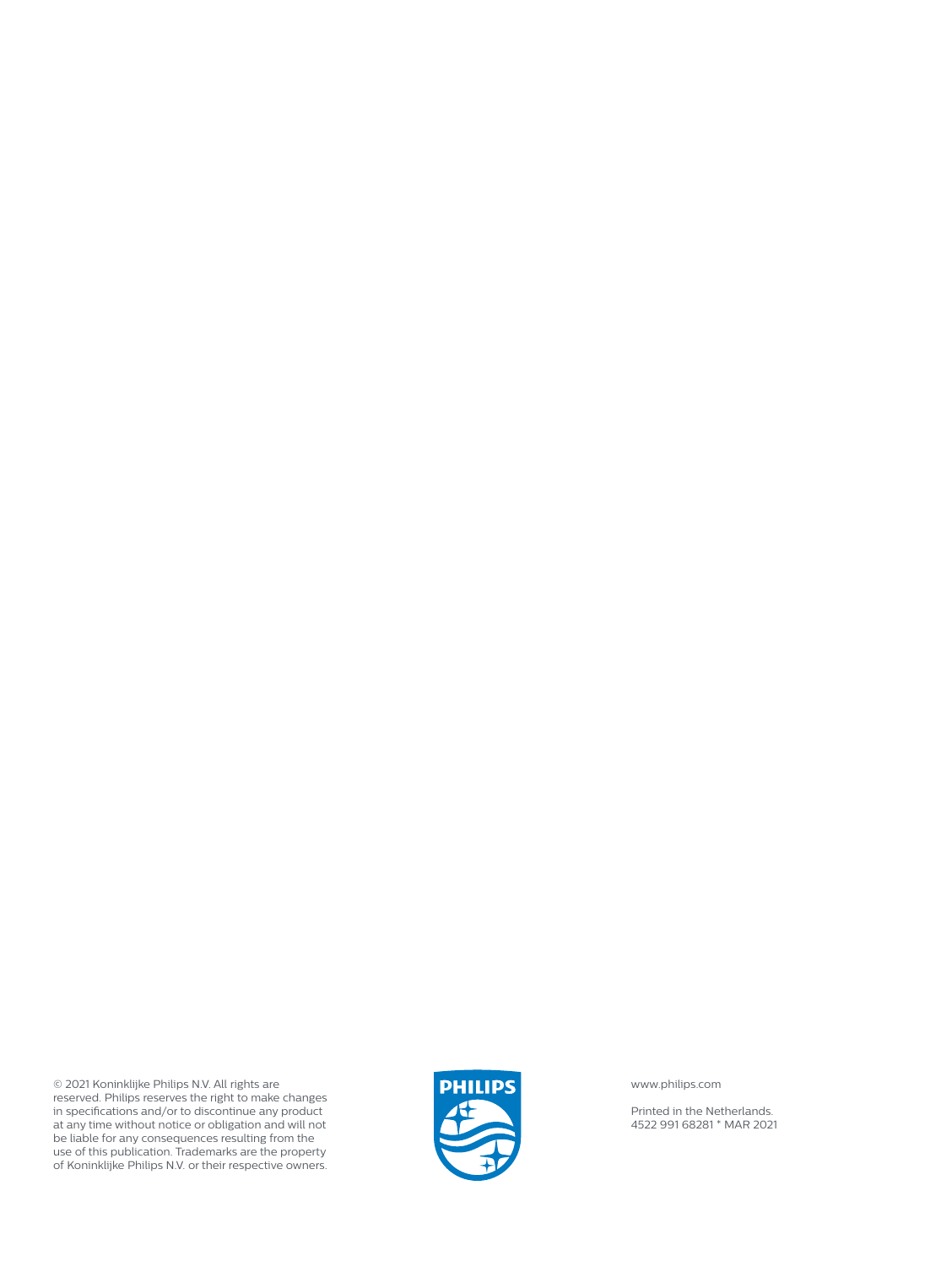© 2021 Koninklijke Philips N.V. All rights are reserved. Philips reserves the right to make changes in specifications and/or to discontinue any product at any time without notice or obligation and will not be liable for any consequences resulting from the use of this publication. Trademarks are the property of Koninklijke Philips N.V. or their respective owners.

PHILIPS

www.philips.com

Printed in the Netherlands.
4522 991 68281 * MAR 2021